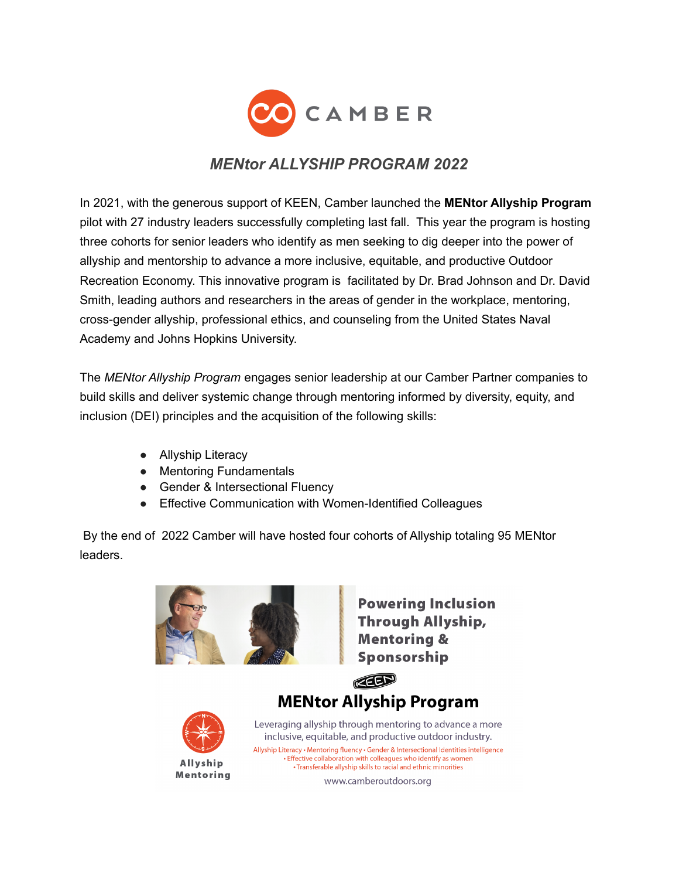CAMBER

## *MENtor ALLYSHIP PROGRAM 2022*

In 2021, with the generous support of KEEN, Camber launched the **MENtor Allyship Program** pilot with 27 industry leaders successfully completing last fall. This year the program is hosting three cohorts for senior leaders who identify as men seeking to dig deeper into the power of allyship and mentorship to advance a more inclusive, equitable, and productive Outdoor Recreation Economy. This innovative program is facilitated by Dr. Brad Johnson and Dr. David Smith, leading authors and researchers in the areas of gender in the workplace, mentoring, cross-gender allyship, professional ethics, and counseling from the United States Naval Academy and Johns Hopkins University.

The *MENtor Allyship Program* engages senior leadership at our Camber Partner companies to build skills and deliver systemic change through mentoring informed by diversity, equity, and inclusion (DEI) principles and the acquisition of the following skills:

- Allyship Literacy
- Mentoring Fundamentals
- Gender & Intersectional Fluency
- Effective Communication with Women-Identified Colleagues

By the end of 2022 Camber will have hosted four cohorts of Allyship totaling 95 MENtor leaders.

**Powering Inclusion Through Allyship, Mentoring & Sponsorship**

KEEN

**MENtor Allyship Program**

Allyship Mentoring

Leveraging allyship through mentoring to advance a more inclusive, equitable, and productive outdoor industry.

Allyship Literacy • Mentoring fluency • Gender & Intersectional Identities intelligence • Effective collaboration with colleagues who identify as women • Transferable allyship skills to racial and ethnic minorities

www.camberoutdoors.org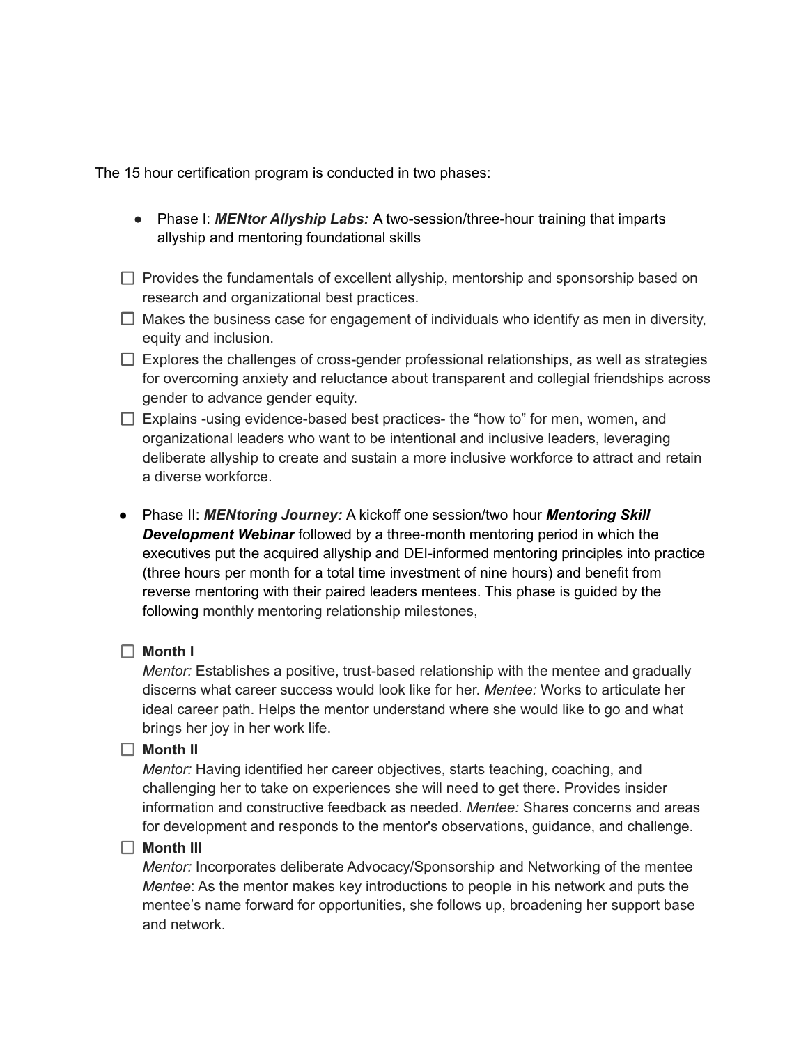The 15 hour certification program is conducted in two phases:

- Phase I: ***MENtor Allyship Labs:*** A two-session/three-hour training that imparts allyship and mentoring foundational skills

- [ ] Provides the fundamentals of excellent allyship, mentorship and sponsorship based on research and organizational best practices.
- [ ] Makes the business case for engagement of individuals who identify as men in diversity, equity and inclusion.
- [ ] Explores the challenges of cross-gender professional relationships, as well as strategies for overcoming anxiety and reluctance about transparent and collegial friendships across gender to advance gender equity.
- [ ] Explains -using evidence-based best practices- the "how to" for men, women, and organizational leaders who want to be intentional and inclusive leaders, leveraging deliberate allyship to create and sustain a more inclusive workforce to attract and retain a diverse workforce.

- Phase II: ***MENtoring Journey:*** A kickoff one session/two hour ***Mentoring Skill Development Webinar*** followed by a three-month mentoring period in which the executives put the acquired allyship and DEI-informed mentoring principles into practice (three hours per month for a total time investment of nine hours) and benefit from reverse mentoring with their paired leaders mentees. This phase is guided by the following monthly mentoring relationship milestones,

- [ ] **Month I**
  *Mentor:* Establishes a positive, trust-based relationship with the mentee and gradually discerns what career success would look like for her. *Mentee:* Works to articulate her ideal career path. Helps the mentor understand where she would like to go and what brings her joy in her work life.
- [ ] **Month II**
  *Mentor:* Having identified her career objectives, starts teaching, coaching, and challenging her to take on experiences she will need to get there. Provides insider information and constructive feedback as needed. *Mentee:* Shares concerns and areas for development and responds to the mentor's observations, guidance, and challenge.
- [ ] **Month III**
  *Mentor:* Incorporates deliberate Advocacy/Sponsorship and Networking of the mentee *Mentee*: As the mentor makes key introductions to people in his network and puts the mentee's name forward for opportunities, she follows up, broadening her support base and network.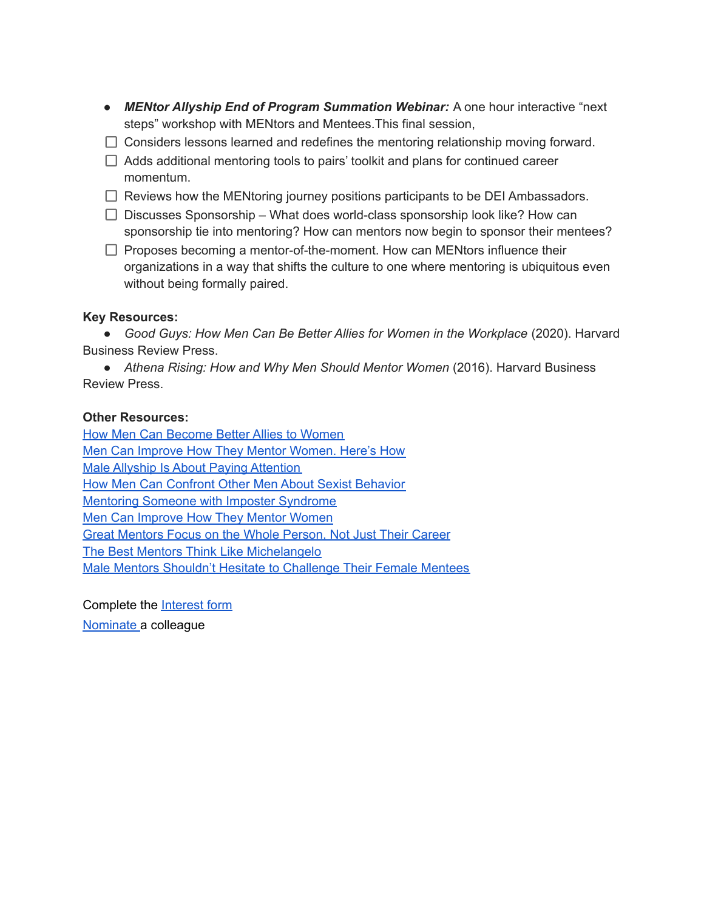- ***MENtor Allyship End of Program Summation Webinar:*** A one hour interactive "next steps" workshop with MENtors and Mentees.This final session,

- [ ] Considers lessons learned and redefines the mentoring relationship moving forward.
- [ ] Adds additional mentoring tools to pairs' toolkit and plans for continued career momentum.
- [ ] Reviews how the MENtoring journey positions participants to be DEI Ambassadors.
- [ ] Discusses Sponsorship – What does world-class sponsorship look like? How can sponsorship tie into mentoring? How can mentors now begin to sponsor their mentees?
- [ ] Proposes becoming a mentor-of-the-moment. How can MENtors influence their organizations in a way that shifts the culture to one where mentoring is ubiquitous even without being formally paired.

**Key Resources:**

- *Good Guys: How Men Can Be Better Allies for Women in the Workplace* (2020). Harvard Business Review Press.
- *Athena Rising: How and Why Men Should Mentor Women* (2016). Harvard Business Review Press.

**Other Resources:**

How Men Can Become Better Allies to Women
Men Can Improve How They Mentor Women. Here's How
Male Allyship Is About Paying Attention
How Men Can Confront Other Men About Sexist Behavior
Mentoring Someone with Imposter Syndrome
Men Can Improve How They Mentor Women
Great Mentors Focus on the Whole Person, Not Just Their Career
The Best Mentors Think Like Michelangelo
Male Mentors Shouldn't Hesitate to Challenge Their Female Mentees

Complete the Interest form

Nominate a colleague